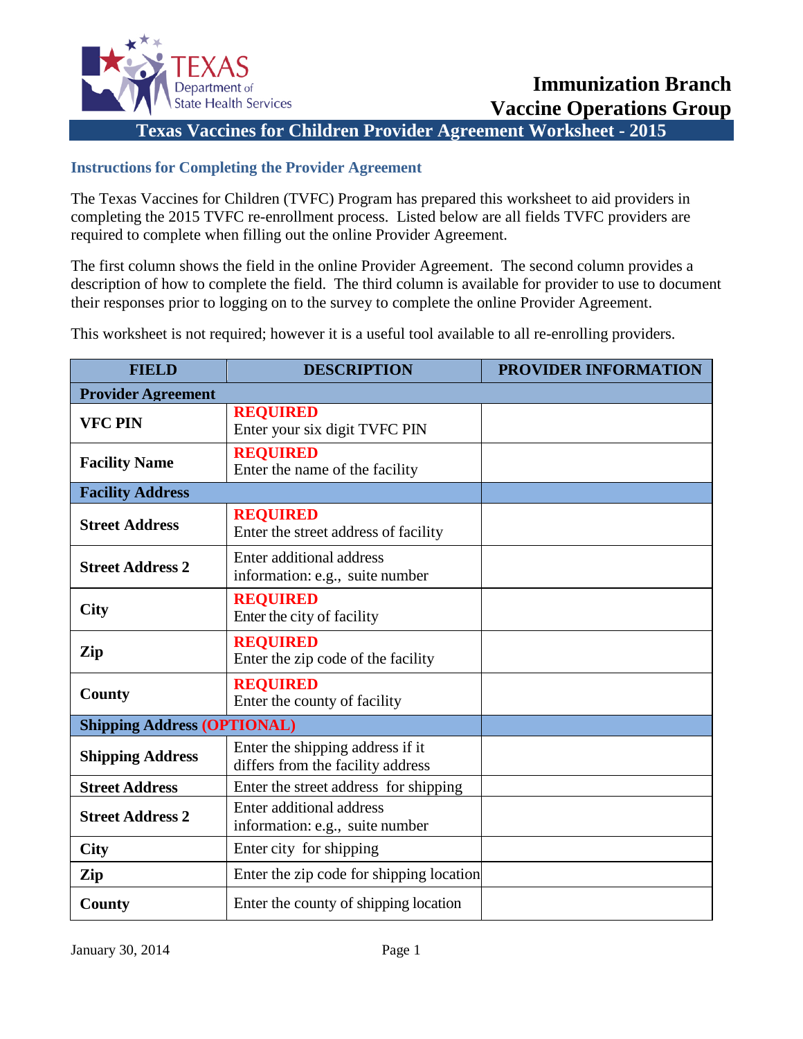Texas Department of State Health Services

**Immunization Branch**
**Vaccine Operations Group**

# Texas Vaccines for Children Provider Agreement Worksheet - 2015

## Instructions for Completing the Provider Agreement

The Texas Vaccines for Children (TVFC) Program has prepared this worksheet to aid providers in completing the 2015 TVFC re-enrollment process. Listed below are all fields TVFC providers are required to complete when filling out the online Provider Agreement.

The first column shows the field in the online Provider Agreement. The second column provides a description of how to complete the field. The third column is available for provider to use to document their responses prior to logging on to the survey to complete the online Provider Agreement.

This worksheet is not required; however it is a useful tool available to all re-enrolling providers.

| FIELD | DESCRIPTION | PROVIDER INFORMATION |
|---|---|---|
| **Provider Agreement** | | |
| **VFC PIN** | **REQUIRED** Enter your six digit TVFC PIN | |
| **Facility Name** | **REQUIRED** Enter the name of the facility | |
| **Facility Address** | | |
| **Street Address** | **REQUIRED** Enter the street address of facility | |
| **Street Address 2** | Enter additional address information: e.g., suite number | |
| **City** | **REQUIRED** Enter the city of facility | |
| **Zip** | **REQUIRED** Enter the zip code of the facility | |
| **County** | **REQUIRED** Enter the county of facility | |
| **Shipping Address (OPTIONAL)** | | |
| **Shipping Address** | Enter the shipping address if it differs from the facility address | |
| **Street Address** | Enter the street address for shipping | |
| **Street Address 2** | Enter additional address information: e.g., suite number | |
| **City** | Enter city for shipping | |
| **Zip** | Enter the zip code for shipping location | |
| **County** | Enter the county of shipping location | |

January 30, 2014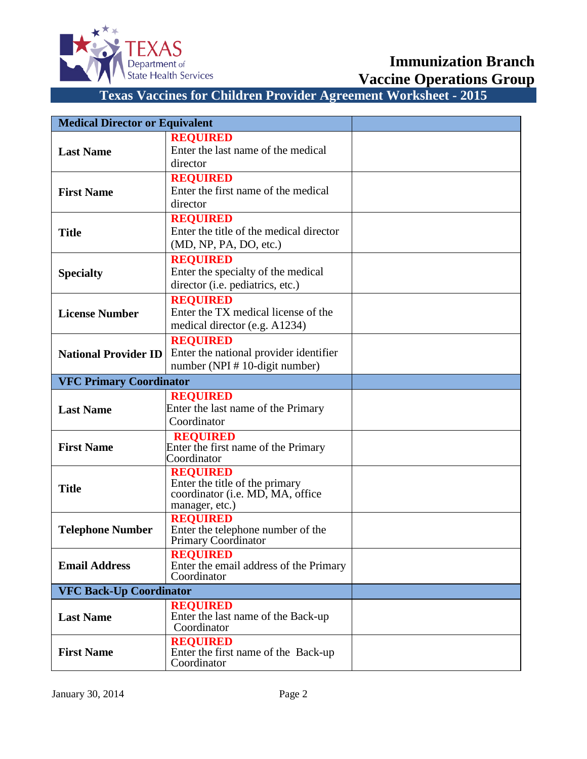**Immunization Branch**
**Vaccine Operations Group**

## Texas Vaccines for Children Provider Agreement Worksheet - 2015

| **Medical Director or Equivalent** | | |
|---|---|---|
| **Last Name** | **REQUIRED** Enter the last name of the medical director | |
| **First Name** | **REQUIRED** Enter the first name of the medical director | |
| **Title** | **REQUIRED** Enter the title of the medical director (MD, NP, PA, DO, etc.) | |
| **Specialty** | **REQUIRED** Enter the specialty of the medical director (i.e. pediatrics, etc.) | |
| **License Number** | **REQUIRED** Enter the TX medical license of the medical director (e.g. A1234) | |
| **National Provider ID** | **REQUIRED** Enter the national provider identifier number (NPI # 10-digit number) | |
| **VFC Primary Coordinator** | | |
| **Last Name** | **REQUIRED** Enter the last name of the Primary Coordinator | |
| **First Name** | **REQUIRED** Enter the first name of the Primary Coordinator | |
| **Title** | **REQUIRED** Enter the title of the primary coordinator (i.e. MD, MA, office manager, etc.) | |
| **Telephone Number** | **REQUIRED** Enter the telephone number of the Primary Coordinator | |
| **Email Address** | **REQUIRED** Enter the email address of the Primary Coordinator | |
| **VFC Back-Up Coordinator** | | |
| **Last Name** | **REQUIRED** Enter the last name of the Back-up Coordinator | |
| **First Name** | **REQUIRED** Enter the first name of the Back-up Coordinator | |

January 30, 2014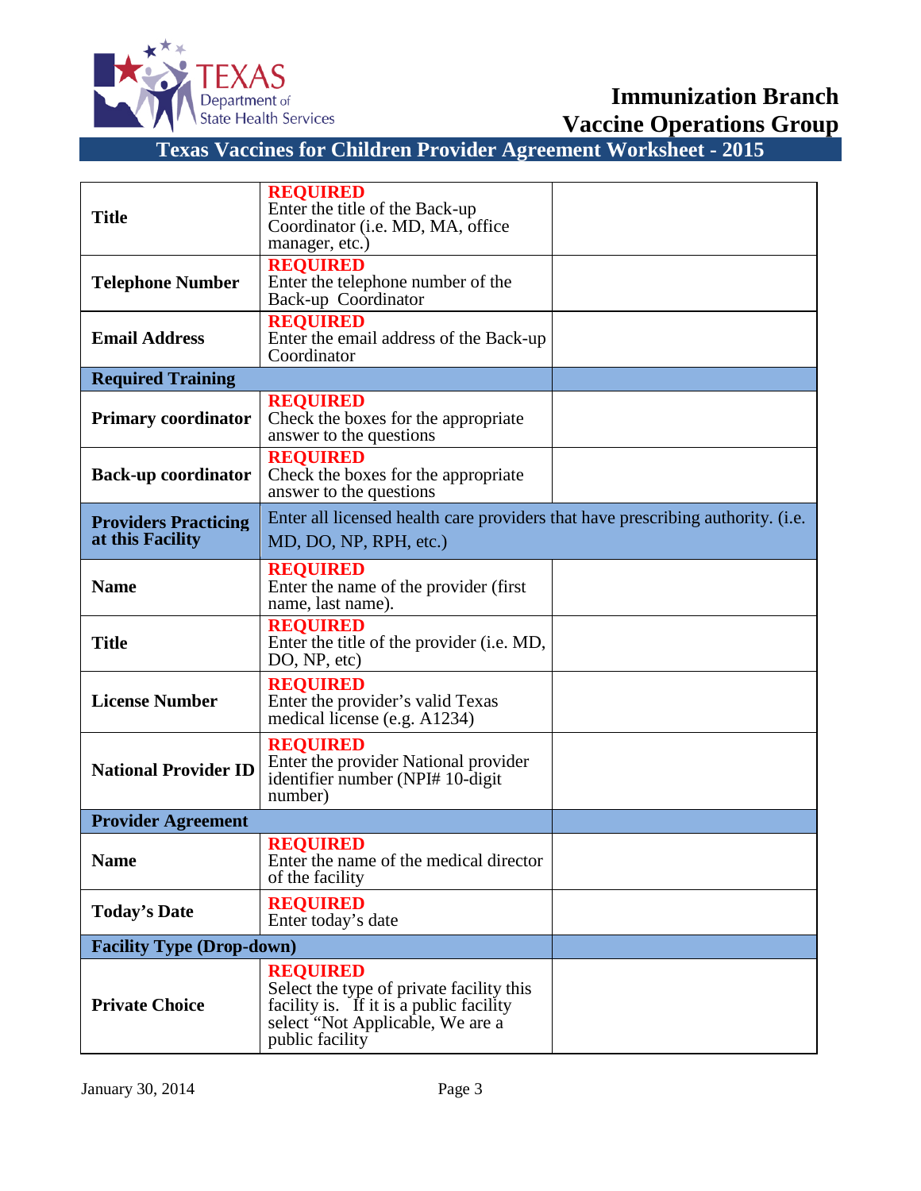| | | |
|---|---|---|
| **Title** | **REQUIRED**<br>Enter the title of the Back-up Coordinator (i.e. MD, MA, office manager, etc.) | |
| **Telephone Number** | **REQUIRED**<br>Enter the telephone number of the Back-up Coordinator | |
| **Email Address** | **REQUIRED**<br>Enter the email address of the Back-up Coordinator | |
| **Required Training** | | |
| **Primary coordinator** | **REQUIRED**<br>Check the boxes for the appropriate answer to the questions | |
| **Back-up coordinator** | **REQUIRED**<br>Check the boxes for the appropriate answer to the questions | |
| **Providers Practicing at this Facility** | Enter all licensed health care providers that have prescribing authority. (i.e. MD, DO, NP, RPH, etc.) | |
| **Name** | **REQUIRED**<br>Enter the name of the provider (first name, last name). | |
| **Title** | **REQUIRED**<br>Enter the title of the provider (i.e. MD, DO, NP, etc) | |
| **License Number** | **REQUIRED**<br>Enter the provider's valid Texas medical license (e.g. A1234) | |
| **National Provider ID** | **REQUIRED**<br>Enter the provider National provider identifier number (NPI# 10-digit number) | |
| **Provider Agreement** | | |
| **Name** | **REQUIRED**<br>Enter the name of the medical director of the facility | |
| **Today's Date** | **REQUIRED**<br>Enter today's date | |
| **Facility Type (Drop-down)** | | |
| **Private Choice** | **REQUIRED**<br>Select the type of private facility this facility is. If it is a public facility select "Not Applicable, We are a public facility | |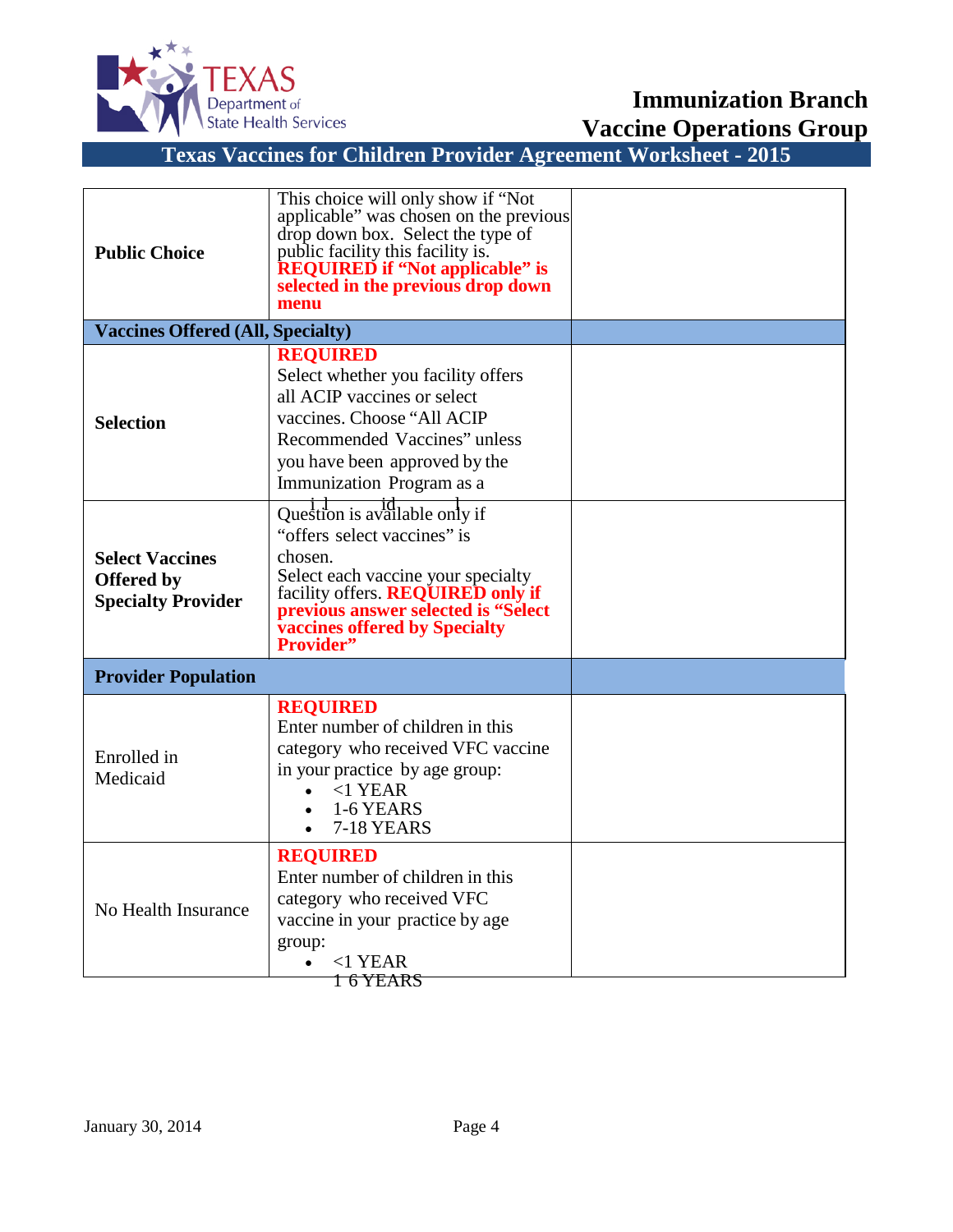| | | |
|---|---|---|
| **Public Choice** | This choice will only show if "Not applicable" was chosen on the previous drop down box. Select the type of public facility this facility is. **REQUIRED if "Not applicable" is selected in the previous drop down menu** | |
| **Vaccines Offered (All, Specialty)** | | |
| **Selection** | **REQUIRED** Select whether you facility offers all ACIP vaccines or select vaccines. Choose "All ACIP Recommended Vaccines" unless you have been approved by the Immunization Program as a | |
| **Select Vaccines Offered by Specialty Provider** | Question is available only if "offers select vaccines" is chosen. Select each vaccine your specialty facility offers. **REQUIRED only if previous answer selected is "Select vaccines offered by Specialty Provider"** | |
| **Provider Population** | | |
| Enrolled in Medicaid | **REQUIRED** Enter number of children in this category who received VFC vaccine in your practice by age group:<br>• <1 YEAR<br>• 1-6 YEARS<br>• 7-18 YEARS | |
| No Health Insurance | **REQUIRED** Enter number of children in this category who received VFC vaccine in your practice by age group:<br>• <1 YEAR<br>1 6 YEARS | |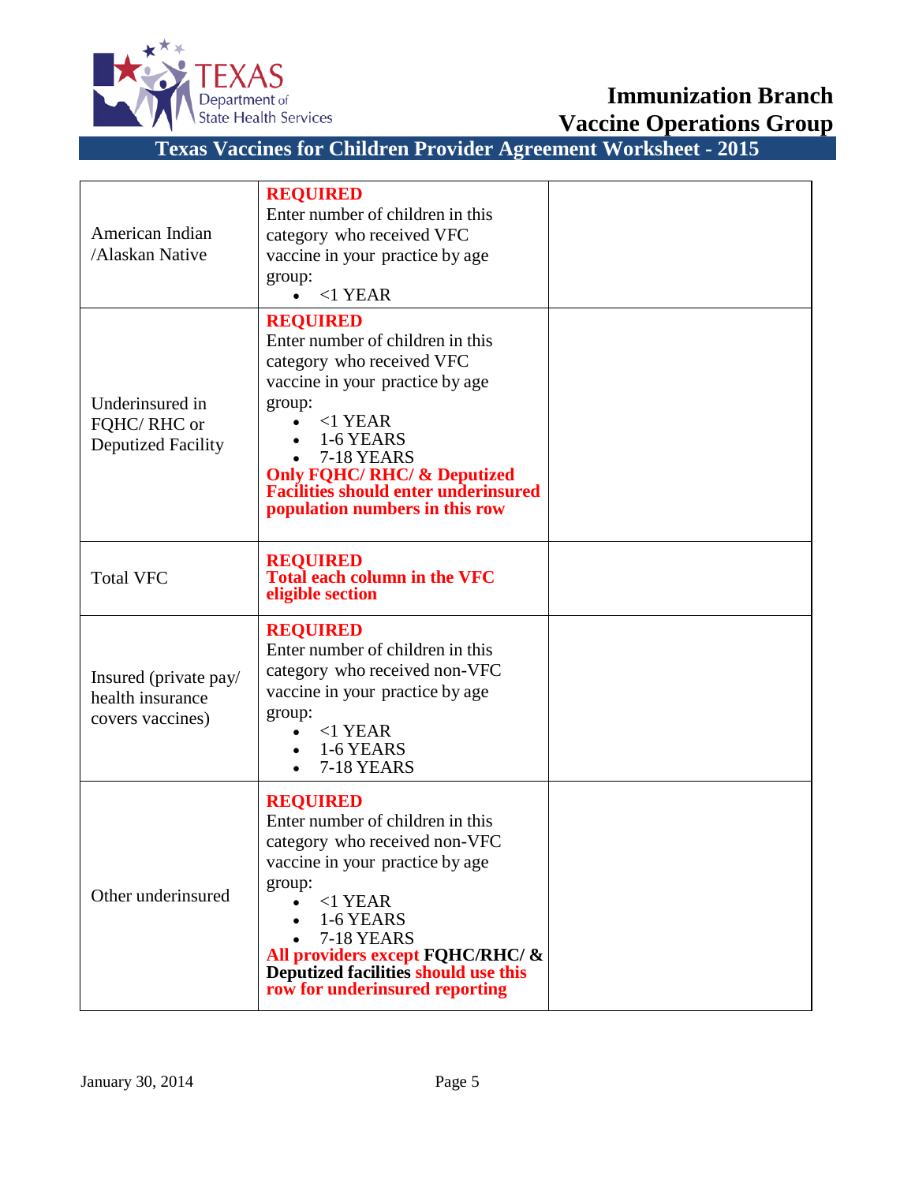| | | |
|---|---|---|
| American Indian /Alaskan Native | **REQUIRED**<br>Enter number of children in this category who received VFC vaccine in your practice by age group:<br>• <1 YEAR | |
| Underinsured in FQHC/ RHC or Deputized Facility | **REQUIRED**<br>Enter number of children in this category who received VFC vaccine in your practice by age group:<br>• <1 YEAR<br>• 1-6 YEARS<br>• 7-18 YEARS<br>**Only FQHC/ RHC/ & Deputized Facilities should enter underinsured population numbers in this row** | |
| Total VFC | **REQUIRED**<br>**Total each column in the VFC eligible section** | |
| Insured (private pay/ health insurance covers vaccines) | **REQUIRED**<br>Enter number of children in this category who received non-VFC vaccine in your practice by age group:<br>• <1 YEAR<br>• 1-6 YEARS<br>• 7-18 YEARS | |
| Other underinsured | **REQUIRED**<br>Enter number of children in this category who received non-VFC vaccine in your practice by age group:<br>• <1 YEAR<br>• 1-6 YEARS<br>• 7-18 YEARS<br>**All providers except FQHC/RHC/ & Deputized facilities should use this row for underinsured reporting** | |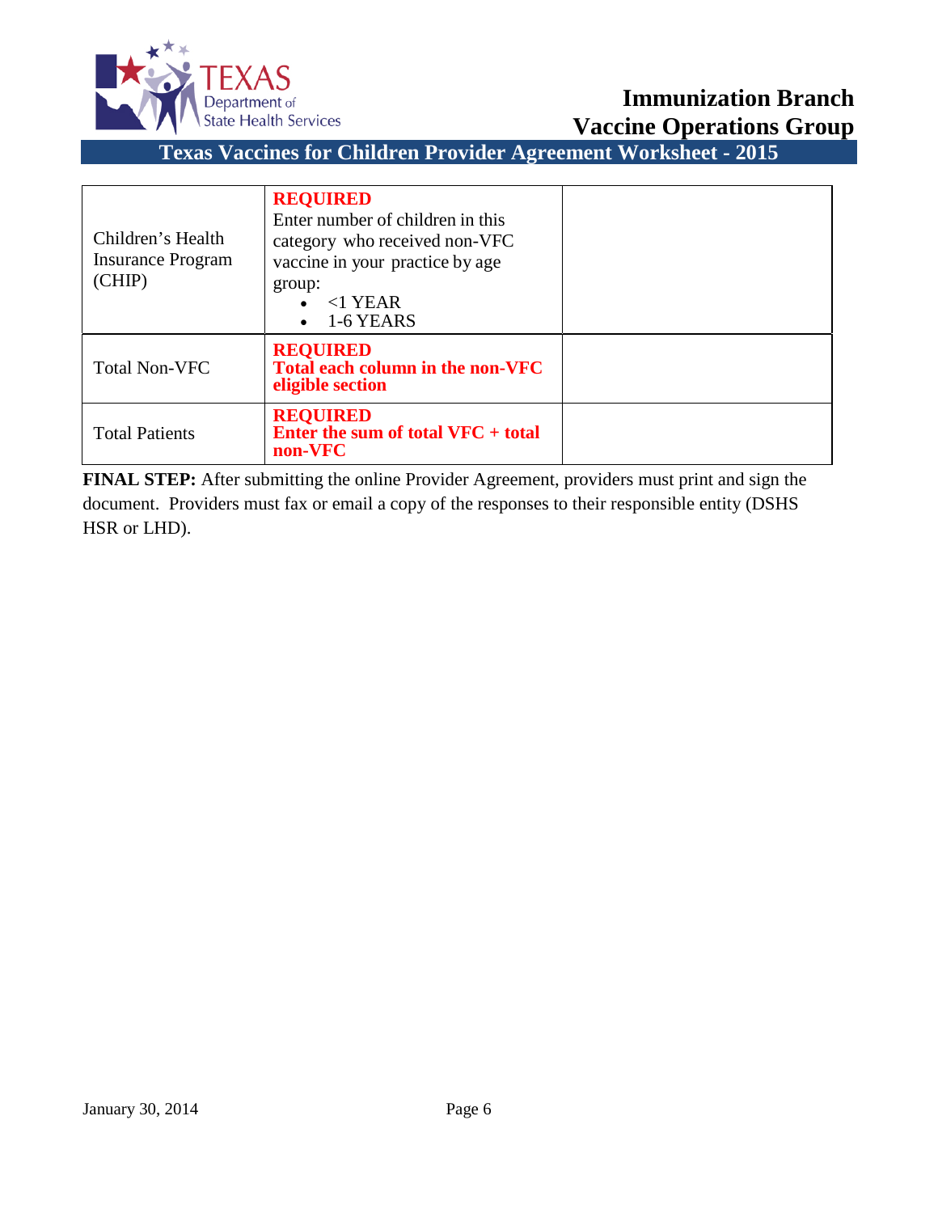| | | |
|---|---|---|
| Children's Health Insurance Program (CHIP) | **REQUIRED** Enter number of children in this category who received non-VFC vaccine in your practice by age group: <br>• <1 YEAR <br>• 1-6 YEARS | |
| Total Non-VFC | **REQUIRED** **Total each column in the non-VFC eligible section** | |
| Total Patients | **REQUIRED** **Enter the sum of total VFC + total non-VFC** | |

**FINAL STEP:** After submitting the online Provider Agreement, providers must print and sign the document. Providers must fax or email a copy of the responses to their responsible entity (DSHS HSR or LHD).